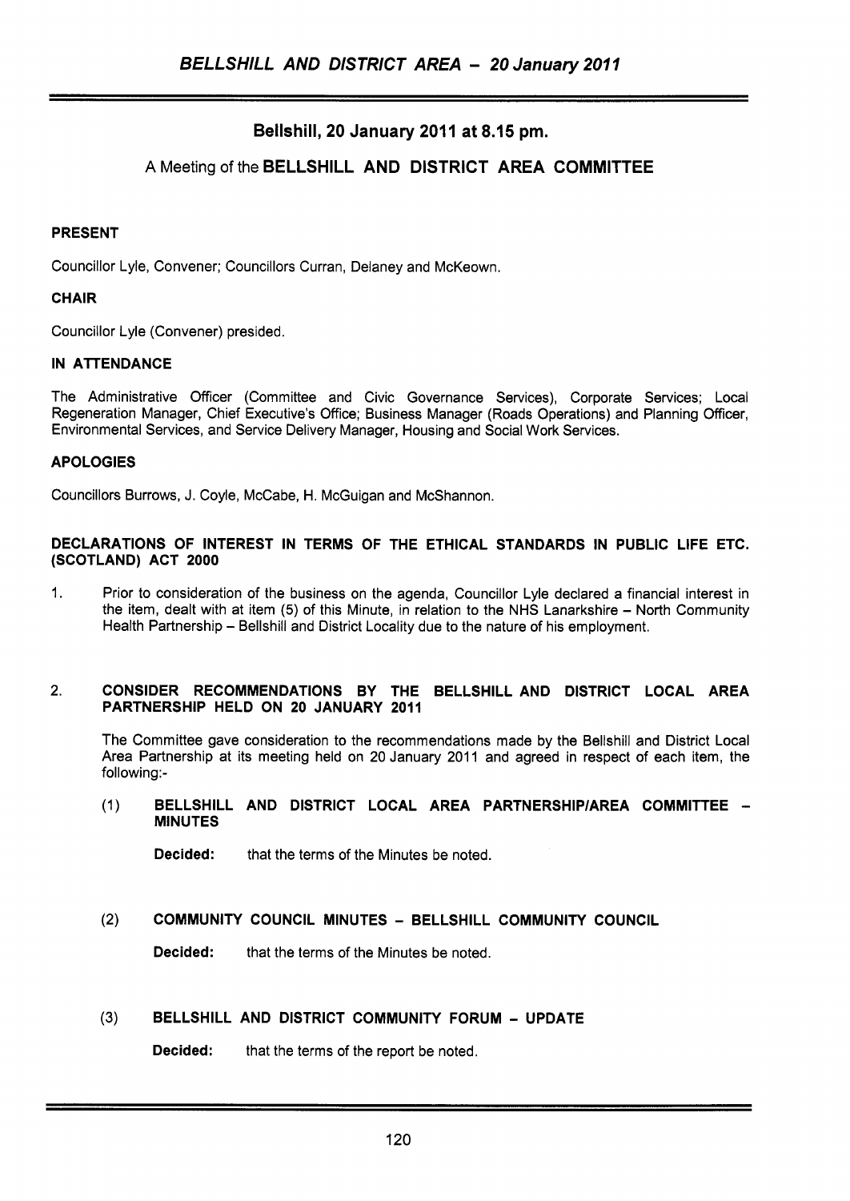## Bellshill, 20 January 2011 at 8.15 pm.

### A Meeting of the **BELLSHILL AND DISTRICT AREA COMMITTEE**

**PRESENT**

Councillor Lyle, Convener; Councillors Curran, Delaney and McKeown.

**CHAIR**

Councillor Lyle (Convener) presided.

**IN ATTENDANCE**

The Administrative Officer (Committee and Civic Governance Services), Corporate Services; Local Regeneration Manager, Chief Executive's Office; Business Manager (Roads Operations) and Planning Officer, Environmental Services, and Service Delivery Manager, Housing and Social Work Services.

**APOLOGIES**

Councillors Burrows, J. Coyle, McCabe, H. McGuigan and McShannon.

**DECLARATIONS OF INTEREST IN TERMS OF THE ETHICAL STANDARDS IN PUBLIC LIFE ETC. (SCOTLAND) ACT 2000**

1. Prior to consideration of the business on the agenda, Councillor Lyle declared a financial interest in the item, dealt with at item (5) of this Minute, in relation to the NHS Lanarkshire – North Community Health Partnership – Bellshill and District Locality due to the nature of his employment.

2. **CONSIDER RECOMMENDATIONS BY THE BELLSHILL AND DISTRICT LOCAL AREA PARTNERSHIP HELD ON 20 JANUARY 2011**

   The Committee gave consideration to the recommendations made by the Bellshill and District Local Area Partnership at its meeting held on 20 January 2011 and agreed in respect of each item, the following:-

   (1) **BELLSHILL AND DISTRICT LOCAL AREA PARTNERSHIP/AREA COMMITTEE – MINUTES**

   **Decided:** that the terms of the Minutes be noted.

   (2) **COMMUNITY COUNCIL MINUTES – BELLSHILL COMMUNITY COUNCIL**

   **Decided:** that the terms of the Minutes be noted.

   (3) **BELLSHILL AND DISTRICT COMMUNITY FORUM – UPDATE**

   **Decided:** that the terms of the report be noted.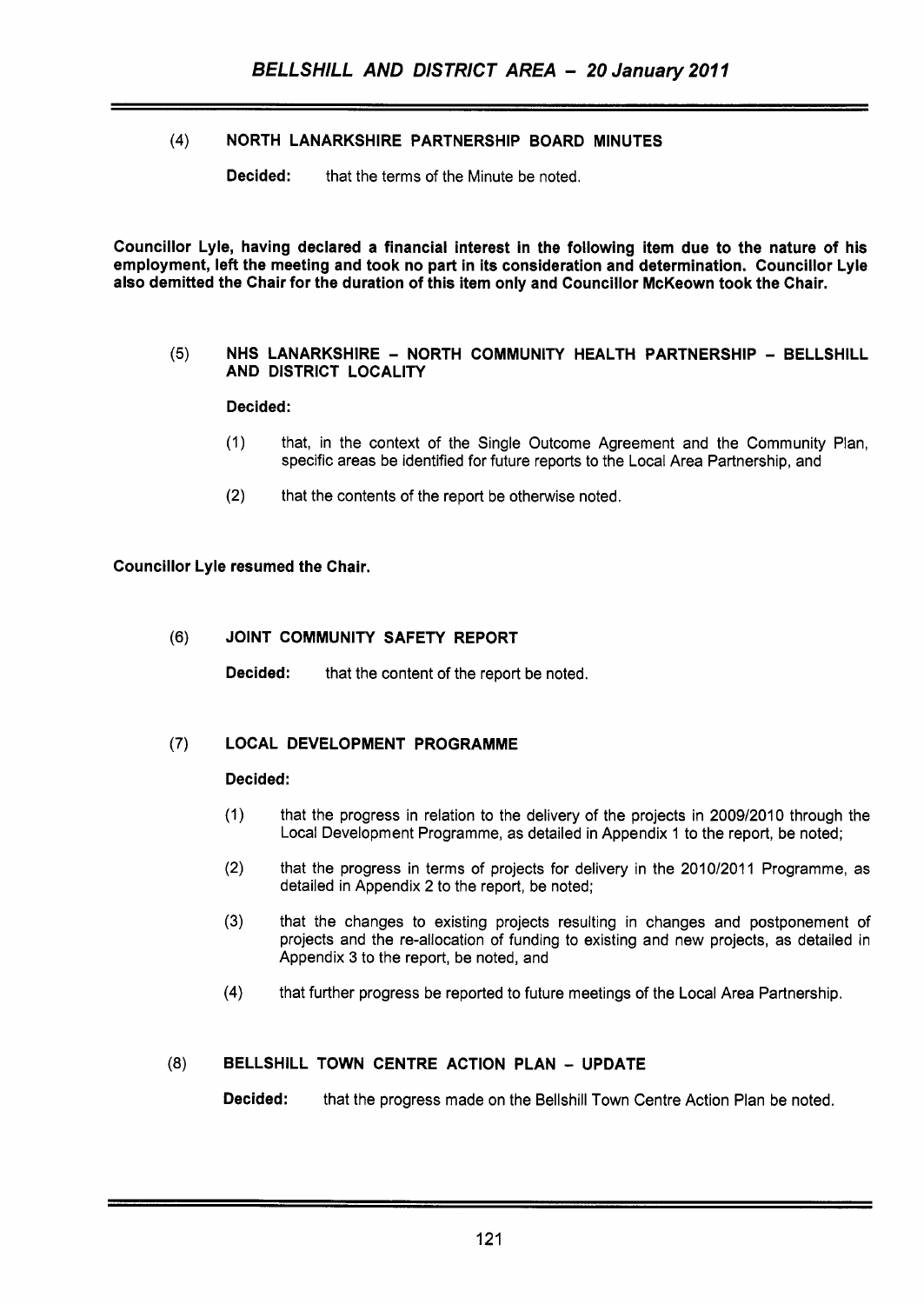(4) **NORTH LANARKSHIRE PARTNERSHIP BOARD MINUTES**

**Decided:** that the terms of the Minute be noted.

**Councillor Lyle, having declared a financial interest in the following item due to the nature of his employment, left the meeting and took no part in its consideration and determination. Councillor Lyle also demitted the Chair for the duration of this item only and Councillor McKeown took the Chair.**

(5) **NHS LANARKSHIRE – NORTH COMMUNITY HEALTH PARTNERSHIP – BELLSHILL AND DISTRICT LOCALITY**

**Decided:**

(1) that, in the context of the Single Outcome Agreement and the Community Plan, specific areas be identified for future reports to the Local Area Partnership, and

(2) that the contents of the report be otherwise noted.

**Councillor Lyle resumed the Chair.**

(6) **JOINT COMMUNITY SAFETY REPORT**

**Decided:** that the content of the report be noted.

(7) **LOCAL DEVELOPMENT PROGRAMME**

**Decided:**

(1) that the progress in relation to the delivery of the projects in 2009/2010 through the Local Development Programme, as detailed in Appendix 1 to the report, be noted;

(2) that the progress in terms of projects for delivery in the 2010/2011 Programme, as detailed in Appendix 2 to the report, be noted;

(3) that the changes to existing projects resulting in changes and postponement of projects and the re-allocation of funding to existing and new projects, as detailed in Appendix 3 to the report, be noted, and

(4) that further progress be reported to future meetings of the Local Area Partnership.

(8) **BELLSHILL TOWN CENTRE ACTION PLAN – UPDATE**

**Decided:** that the progress made on the Bellshill Town Centre Action Plan be noted.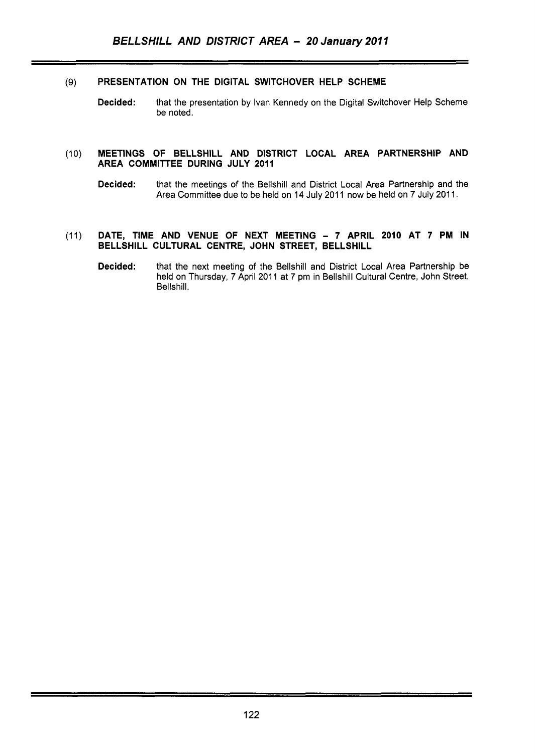(9) **PRESENTATION ON THE DIGITAL SWITCHOVER HELP SCHEME**

**Decided:** that the presentation by Ivan Kennedy on the Digital Switchover Help Scheme be noted.

(10) **MEETINGS OF BELLSHILL AND DISTRICT LOCAL AREA PARTNERSHIP AND AREA COMMITTEE DURING JULY 2011**

**Decided:** that the meetings of the Bellshill and District Local Area Partnership and the Area Committee due to be held on 14 July 2011 now be held on 7 July 2011.

(11) **DATE, TIME AND VENUE OF NEXT MEETING – 7 APRIL 2010 AT 7 PM IN BELLSHILL CULTURAL CENTRE, JOHN STREET, BELLSHILL**

**Decided:** that the next meeting of the Bellshill and District Local Area Partnership be held on Thursday, 7 April 2011 at 7 pm in Bellshill Cultural Centre, John Street, Bellshill.